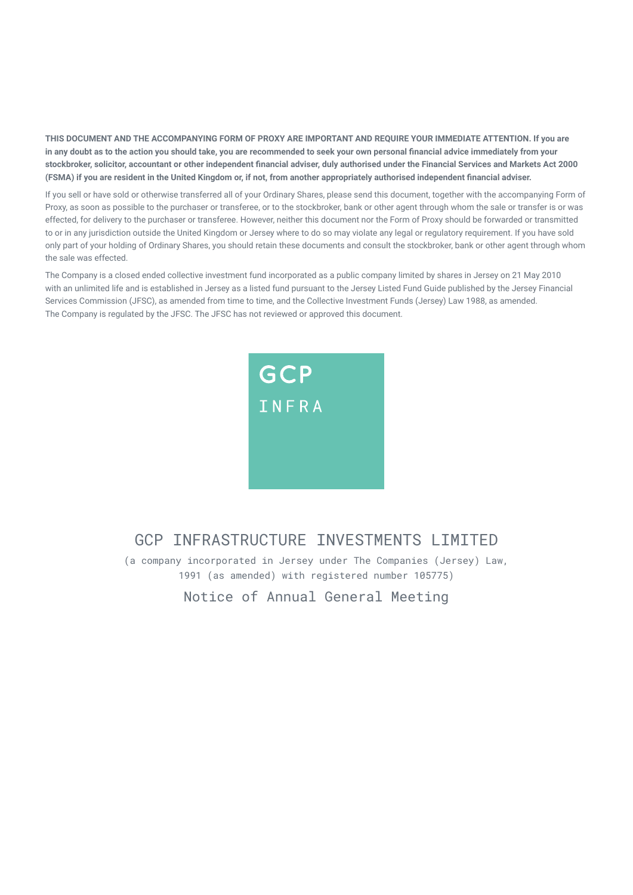**THIS DOCUMENT AND THE ACCOMPANYING FORM OF PROXY ARE IMPORTANT AND REQUIRE YOUR IMMEDIATE ATTENTION. If you are in any doubt as to the action you should take, you are recommended to seek your own personal financial advice immediately from your stockbroker, solicitor, accountant or other independent financial adviser, duly authorised under the Financial Services and Markets Act 2000 (FSMA) if you are resident in the United Kingdom or, if not, from another appropriately authorised independent financial adviser.**

If you sell or have sold or otherwise transferred all of your Ordinary Shares, please send this document, together with the accompanying Form of Proxy, as soon as possible to the purchaser or transferee, or to the stockbroker, bank or other agent through whom the sale or transfer is or was effected, for delivery to the purchaser or transferee. However, neither this document nor the Form of Proxy should be forwarded or transmitted to or in any jurisdiction outside the United Kingdom or Jersey where to do so may violate any legal or regulatory requirement. If you have sold only part of your holding of Ordinary Shares, you should retain these documents and consult the stockbroker, bank or other agent through whom the sale was effected.

The Company is a closed ended collective investment fund incorporated as a public company limited by shares in Jersey on 21 May 2010 with an unlimited life and is established in Jersey as a listed fund pursuant to the Jersey Listed Fund Guide published by the Jersey Financial Services Commission (JFSC), as amended from time to time, and the Collective Investment Funds (Jersey) Law 1988, as amended. The Company is regulated by the JFSC. The JFSC has not reviewed or approved this document.

GCP INFRA

# GCP INFRASTRUCTURE INVESTMENTS LIMITED

(a company incorporated in Jersey under The Companies (Jersey) Law, 1991 (as amended) with registered number 105775)

## Notice of Annual General Meeting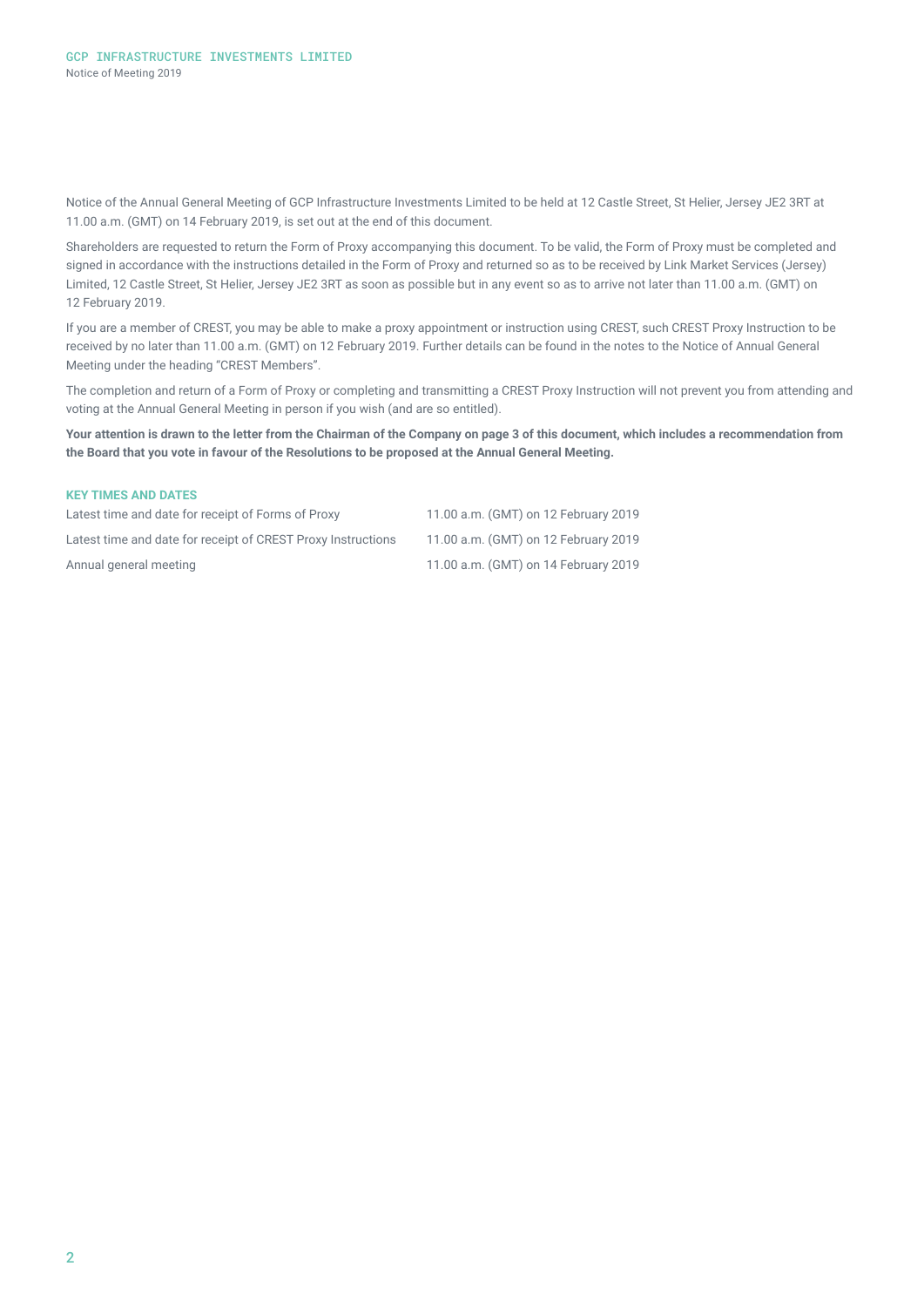Notice of the Annual General Meeting of GCP Infrastructure Investments Limited to be held at 12 Castle Street, St Helier, Jersey JE2 3RT at 11.00 a.m. (GMT) on 14 February 2019, is set out at the end of this document.

Shareholders are requested to return the Form of Proxy accompanying this document. To be valid, the Form of Proxy must be completed and signed in accordance with the instructions detailed in the Form of Proxy and returned so as to be received by Link Market Services (Jersey) Limited, 12 Castle Street, St Helier, Jersey JE2 3RT as soon as possible but in any event so as to arrive not later than 11.00 a.m. (GMT) on 12 February 2019.

If you are a member of CREST, you may be able to make a proxy appointment or instruction using CREST, such CREST Proxy Instruction to be received by no later than 11.00 a.m. (GMT) on 12 February 2019. Further details can be found in the notes to the Notice of Annual General Meeting under the heading "CREST Members".

The completion and return of a Form of Proxy or completing and transmitting a CREST Proxy Instruction will not prevent you from attending and voting at the Annual General Meeting in person if you wish (and are so entitled).

**Your attention is drawn to the letter from the Chairman of the Company on page 3 of this document, which includes a recommendation from the Board that you vote in favour of the Resolutions to be proposed at the Annual General Meeting.**

### KEY TIMES AND DATES

| | |
|---|---|
| Latest time and date for receipt of Forms of Proxy | 11.00 a.m. (GMT) on 12 February 2019 |
| Latest time and date for receipt of CREST Proxy Instructions | 11.00 a.m. (GMT) on 12 February 2019 |
| Annual general meeting | 11.00 a.m. (GMT) on 14 February 2019 |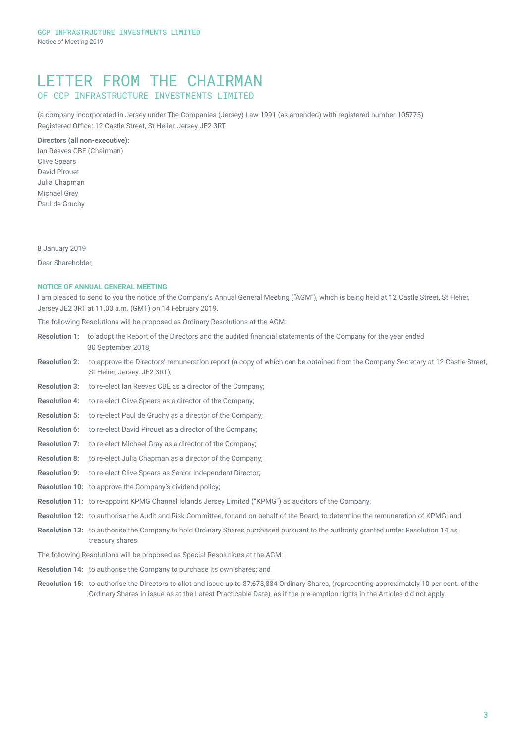# LETTER FROM THE CHAIRMAN

## OF GCP INFRASTRUCTURE INVESTMENTS LIMITED

(a company incorporated in Jersey under The Companies (Jersey) Law 1991 (as amended) with registered number 105775)
Registered Office: 12 Castle Street, St Helier, Jersey JE2 3RT

**Directors (all non-executive):**
Ian Reeves CBE (Chairman)
Clive Spears
David Pirouet
Julia Chapman
Michael Gray
Paul de Gruchy

8 January 2019

Dear Shareholder,

**NOTICE OF ANNUAL GENERAL MEETING**

I am pleased to send to you the notice of the Company's Annual General Meeting ("AGM"), which is being held at 12 Castle Street, St Helier, Jersey JE2 3RT at 11.00 a.m. (GMT) on 14 February 2019.

The following Resolutions will be proposed as Ordinary Resolutions at the AGM:

**Resolution 1:** to adopt the Report of the Directors and the audited financial statements of the Company for the year ended 30 September 2018;

**Resolution 2:** to approve the Directors' remuneration report (a copy of which can be obtained from the Company Secretary at 12 Castle Street, St Helier, Jersey, JE2 3RT);

**Resolution 3:** to re-elect Ian Reeves CBE as a director of the Company;

**Resolution 4:** to re-elect Clive Spears as a director of the Company;

**Resolution 5:** to re-elect Paul de Gruchy as a director of the Company;

**Resolution 6:** to re-elect David Pirouet as a director of the Company;

**Resolution 7:** to re-elect Michael Gray as a director of the Company;

**Resolution 8:** to re-elect Julia Chapman as a director of the Company;

**Resolution 9:** to re-elect Clive Spears as Senior Independent Director;

**Resolution 10:** to approve the Company's dividend policy;

**Resolution 11:** to re-appoint KPMG Channel Islands Jersey Limited ("KPMG") as auditors of the Company;

**Resolution 12:** to authorise the Audit and Risk Committee, for and on behalf of the Board, to determine the remuneration of KPMG; and

**Resolution 13:** to authorise the Company to hold Ordinary Shares purchased pursuant to the authority granted under Resolution 14 as treasury shares.

The following Resolutions will be proposed as Special Resolutions at the AGM:

**Resolution 14:** to authorise the Company to purchase its own shares; and

**Resolution 15:** to authorise the Directors to allot and issue up to 87,673,884 Ordinary Shares, (representing approximately 10 per cent. of the Ordinary Shares in issue as at the Latest Practicable Date), as if the pre-emption rights in the Articles did not apply.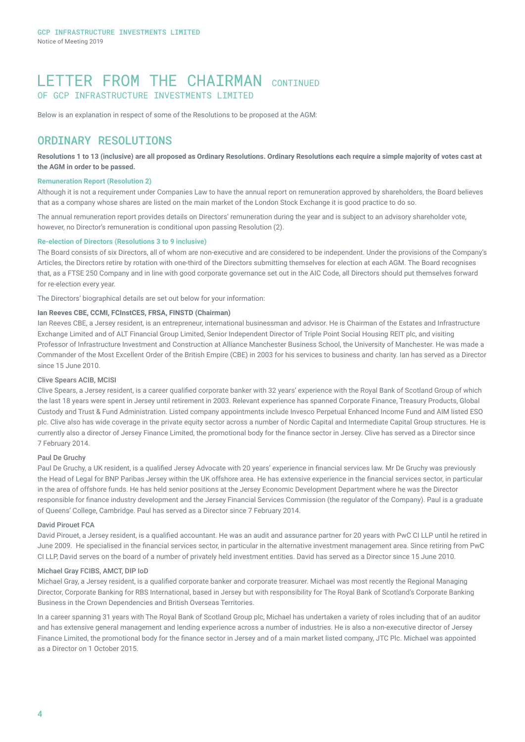# LETTER FROM THE CHAIRMAN CONTINUED
## OF GCP INFRASTRUCTURE INVESTMENTS LIMITED

Below is an explanation in respect of some of the Resolutions to be proposed at the AGM:

## ORDINARY RESOLUTIONS

**Resolutions 1 to 13 (inclusive) are all proposed as Ordinary Resolutions. Ordinary Resolutions each require a simple majority of votes cast at the AGM in order to be passed.**

### Remuneration Report (Resolution 2)

Although it is not a requirement under Companies Law to have the annual report on remuneration approved by shareholders, the Board believes that as a company whose shares are listed on the main market of the London Stock Exchange it is good practice to do so.

The annual remuneration report provides details on Directors' remuneration during the year and is subject to an advisory shareholder vote, however, no Director's remuneration is conditional upon passing Resolution (2).

### Re-election of Directors (Resolutions 3 to 9 inclusive)

The Board consists of six Directors, all of whom are non-executive and are considered to be independent. Under the provisions of the Company's Articles, the Directors retire by rotation with one-third of the Directors submitting themselves for election at each AGM. The Board recognises that, as a FTSE 250 Company and in line with good corporate governance set out in the AIC Code, all Directors should put themselves forward for re-election every year.

The Directors' biographical details are set out below for your information:

**Ian Reeves CBE, CCMI, FCInstCES, FRSA, FINSTD (Chairman)**

Ian Reeves CBE, a Jersey resident, is an entrepreneur, international businessman and advisor. He is Chairman of the Estates and Infrastructure Exchange Limited and of ALT Financial Group Limited, Senior Independent Director of Triple Point Social Housing REIT plc, and visiting Professor of Infrastructure Investment and Construction at Alliance Manchester Business School, the University of Manchester. He was made a Commander of the Most Excellent Order of the British Empire (CBE) in 2003 for his services to business and charity. Ian has served as a Director since 15 June 2010.

**Clive Spears ACIB, MCISI**

Clive Spears, a Jersey resident, is a career qualified corporate banker with 32 years' experience with the Royal Bank of Scotland Group of which the last 18 years were spent in Jersey until retirement in 2003. Relevant experience has spanned Corporate Finance, Treasury Products, Global Custody and Trust & Fund Administration. Listed company appointments include Invesco Perpetual Enhanced Income Fund and AIM listed ESO plc. Clive also has wide coverage in the private equity sector across a number of Nordic Capital and Intermediate Capital Group structures. He is currently also a director of Jersey Finance Limited, the promotional body for the finance sector in Jersey. Clive has served as a Director since 7 February 2014.

**Paul De Gruchy**

Paul De Gruchy, a UK resident, is a qualified Jersey Advocate with 20 years' experience in financial services law. Mr De Gruchy was previously the Head of Legal for BNP Paribas Jersey within the UK offshore area. He has extensive experience in the financial services sector, in particular in the area of offshore funds. He has held senior positions at the Jersey Economic Development Department where he was the Director responsible for finance industry development and the Jersey Financial Services Commission (the regulator of the Company). Paul is a graduate of Queens' College, Cambridge. Paul has served as a Director since 7 February 2014.

**David Pirouet FCA**

David Pirouet, a Jersey resident, is a qualified accountant. He was an audit and assurance partner for 20 years with PwC CI LLP until he retired in June 2009. He specialised in the financial services sector, in particular in the alternative investment management area. Since retiring from PwC CI LLP, David serves on the board of a number of privately held investment entities. David has served as a Director since 15 June 2010.

**Michael Gray FCIBS, AMCT, DIP IoD**

Michael Gray, a Jersey resident, is a qualified corporate banker and corporate treasurer. Michael was most recently the Regional Managing Director, Corporate Banking for RBS International, based in Jersey but with responsibility for The Royal Bank of Scotland's Corporate Banking Business in the Crown Dependencies and British Overseas Territories.

In a career spanning 31 years with The Royal Bank of Scotland Group plc, Michael has undertaken a variety of roles including that of an auditor and has extensive general management and lending experience across a number of industries. He is also a non-executive director of Jersey Finance Limited, the promotional body for the finance sector in Jersey and of a main market listed company, JTC Plc. Michael was appointed as a Director on 1 October 2015.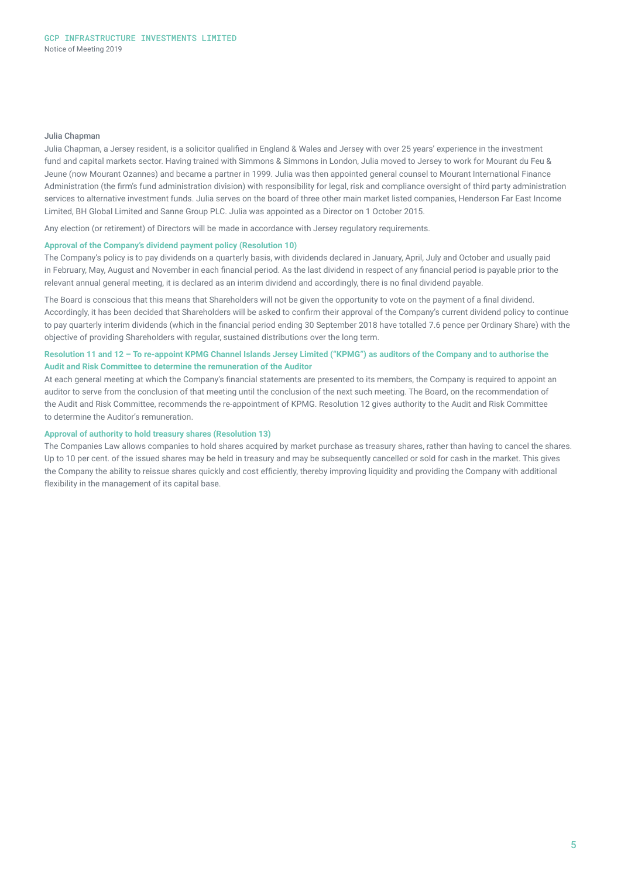#### Julia Chapman

Julia Chapman, a Jersey resident, is a solicitor qualified in England & Wales and Jersey with over 25 years' experience in the investment fund and capital markets sector. Having trained with Simmons & Simmons in London, Julia moved to Jersey to work for Mourant du Feu & Jeune (now Mourant Ozannes) and became a partner in 1999. Julia was then appointed general counsel to Mourant International Finance Administration (the firm's fund administration division) with responsibility for legal, risk and compliance oversight of third party administration services to alternative investment funds. Julia serves on the board of three other main market listed companies, Henderson Far East Income Limited, BH Global Limited and Sanne Group PLC. Julia was appointed as a Director on 1 October 2015.

Any election (or retirement) of Directors will be made in accordance with Jersey regulatory requirements.

#### Approval of the Company's dividend payment policy (Resolution 10)

The Company's policy is to pay dividends on a quarterly basis, with dividends declared in January, April, July and October and usually paid in February, May, August and November in each financial period. As the last dividend in respect of any financial period is payable prior to the relevant annual general meeting, it is declared as an interim dividend and accordingly, there is no final dividend payable.

The Board is conscious that this means that Shareholders will not be given the opportunity to vote on the payment of a final dividend. Accordingly, it has been decided that Shareholders will be asked to confirm their approval of the Company's current dividend policy to continue to pay quarterly interim dividends (which in the financial period ending 30 September 2018 have totalled 7.6 pence per Ordinary Share) with the objective of providing Shareholders with regular, sustained distributions over the long term.

#### Resolution 11 and 12 – To re-appoint KPMG Channel Islands Jersey Limited ("KPMG") as auditors of the Company and to authorise the Audit and Risk Committee to determine the remuneration of the Auditor

At each general meeting at which the Company's financial statements are presented to its members, the Company is required to appoint an auditor to serve from the conclusion of that meeting until the conclusion of the next such meeting. The Board, on the recommendation of the Audit and Risk Committee, recommends the re-appointment of KPMG. Resolution 12 gives authority to the Audit and Risk Committee to determine the Auditor's remuneration.

#### Approval of authority to hold treasury shares (Resolution 13)

The Companies Law allows companies to hold shares acquired by market purchase as treasury shares, rather than having to cancel the shares. Up to 10 per cent. of the issued shares may be held in treasury and may be subsequently cancelled or sold for cash in the market. This gives the Company the ability to reissue shares quickly and cost efficiently, thereby improving liquidity and providing the Company with additional flexibility in the management of its capital base.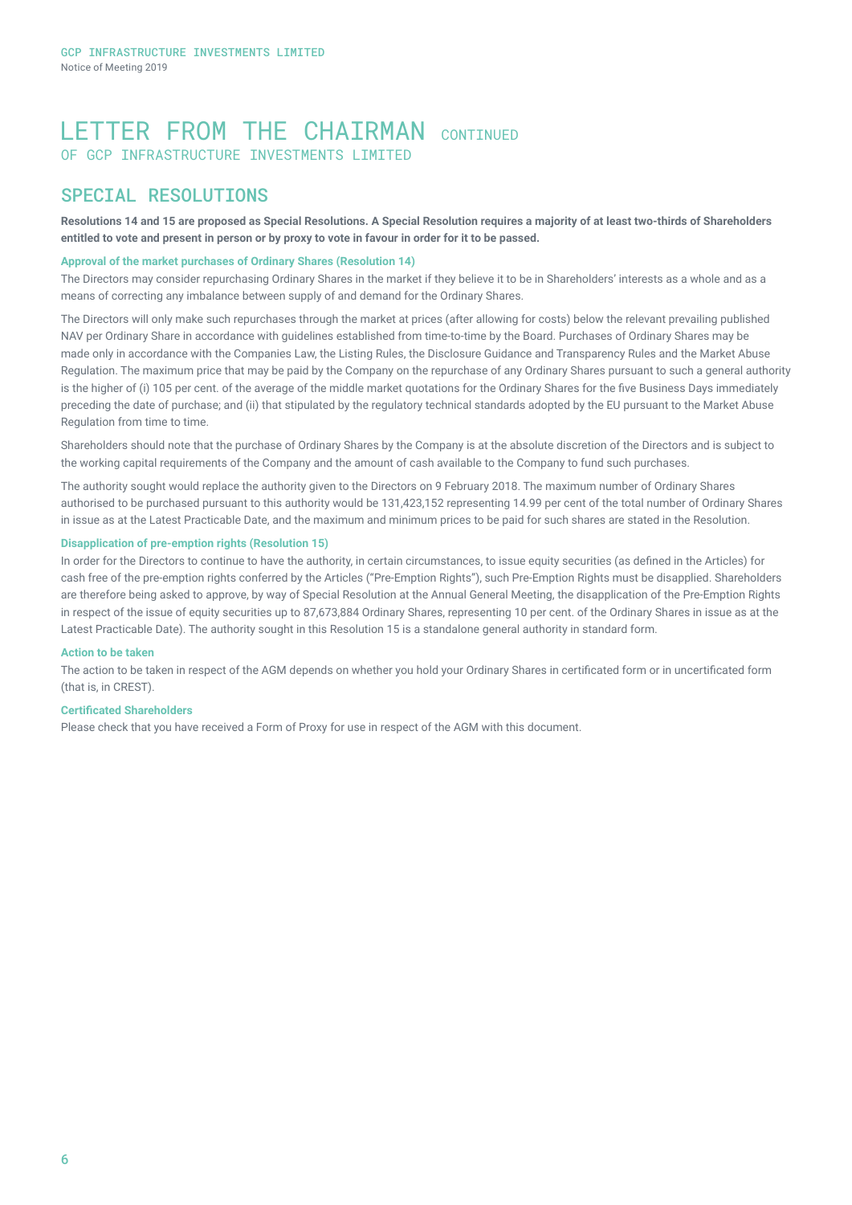# LETTER FROM THE CHAIRMAN CONTINUED
## OF GCP INFRASTRUCTURE INVESTMENTS LIMITED

## SPECIAL RESOLUTIONS

**Resolutions 14 and 15 are proposed as Special Resolutions. A Special Resolution requires a majority of at least two-thirds of Shareholders entitled to vote and present in person or by proxy to vote in favour in order for it to be passed.**

### Approval of the market purchases of Ordinary Shares (Resolution 14)

The Directors may consider repurchasing Ordinary Shares in the market if they believe it to be in Shareholders' interests as a whole and as a means of correcting any imbalance between supply of and demand for the Ordinary Shares.

The Directors will only make such repurchases through the market at prices (after allowing for costs) below the relevant prevailing published NAV per Ordinary Share in accordance with guidelines established from time-to-time by the Board. Purchases of Ordinary Shares may be made only in accordance with the Companies Law, the Listing Rules, the Disclosure Guidance and Transparency Rules and the Market Abuse Regulation. The maximum price that may be paid by the Company on the repurchase of any Ordinary Shares pursuant to such a general authority is the higher of (i) 105 per cent. of the average of the middle market quotations for the Ordinary Shares for the five Business Days immediately preceding the date of purchase; and (ii) that stipulated by the regulatory technical standards adopted by the EU pursuant to the Market Abuse Regulation from time to time.

Shareholders should note that the purchase of Ordinary Shares by the Company is at the absolute discretion of the Directors and is subject to the working capital requirements of the Company and the amount of cash available to the Company to fund such purchases.

The authority sought would replace the authority given to the Directors on 9 February 2018. The maximum number of Ordinary Shares authorised to be purchased pursuant to this authority would be 131,423,152 representing 14.99 per cent of the total number of Ordinary Shares in issue as at the Latest Practicable Date, and the maximum and minimum prices to be paid for such shares are stated in the Resolution.

### Disapplication of pre-emption rights (Resolution 15)

In order for the Directors to continue to have the authority, in certain circumstances, to issue equity securities (as defined in the Articles) for cash free of the pre-emption rights conferred by the Articles ("Pre-Emption Rights"), such Pre-Emption Rights must be disapplied. Shareholders are therefore being asked to approve, by way of Special Resolution at the Annual General Meeting, the disapplication of the Pre-Emption Rights in respect of the issue of equity securities up to 87,673,884 Ordinary Shares, representing 10 per cent. of the Ordinary Shares in issue as at the Latest Practicable Date). The authority sought in this Resolution 15 is a standalone general authority in standard form.

### Action to be taken

The action to be taken in respect of the AGM depends on whether you hold your Ordinary Shares in certificated form or in uncertificated form (that is, in CREST).

### Certificated Shareholders

Please check that you have received a Form of Proxy for use in respect of the AGM with this document.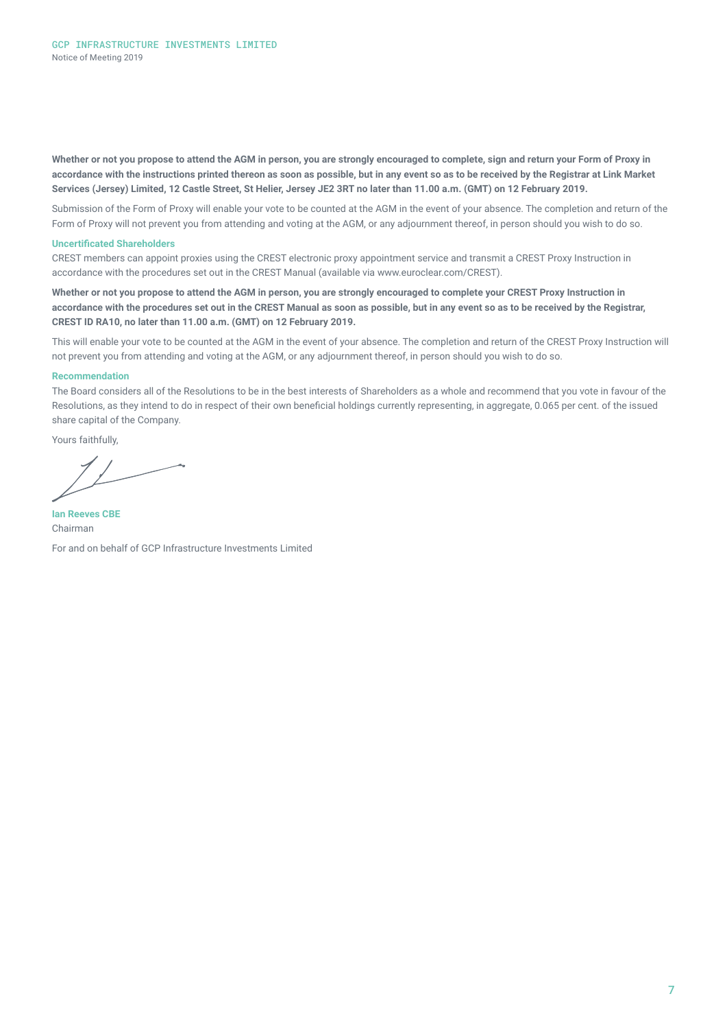**Whether or not you propose to attend the AGM in person, you are strongly encouraged to complete, sign and return your Form of Proxy in accordance with the instructions printed thereon as soon as possible, but in any event so as to be received by the Registrar at Link Market Services (Jersey) Limited, 12 Castle Street, St Helier, Jersey JE2 3RT no later than 11.00 a.m. (GMT) on 12 February 2019.**

Submission of the Form of Proxy will enable your vote to be counted at the AGM in the event of your absence. The completion and return of the Form of Proxy will not prevent you from attending and voting at the AGM, or any adjournment thereof, in person should you wish to do so.

### Uncertificated Shareholders

CREST members can appoint proxies using the CREST electronic proxy appointment service and transmit a CREST Proxy Instruction in accordance with the procedures set out in the CREST Manual (available via www.euroclear.com/CREST).

**Whether or not you propose to attend the AGM in person, you are strongly encouraged to complete your CREST Proxy Instruction in accordance with the procedures set out in the CREST Manual as soon as possible, but in any event so as to be received by the Registrar, CREST ID RA10, no later than 11.00 a.m. (GMT) on 12 February 2019.**

This will enable your vote to be counted at the AGM in the event of your absence. The completion and return of the CREST Proxy Instruction will not prevent you from attending and voting at the AGM, or any adjournment thereof, in person should you wish to do so.

### Recommendation

The Board considers all of the Resolutions to be in the best interests of Shareholders as a whole and recommend that you vote in favour of the Resolutions, as they intend to do in respect of their own beneficial holdings currently representing, in aggregate, 0.065 per cent. of the issued share capital of the Company.

Yours faithfully,

**Ian Reeves CBE**
Chairman

For and on behalf of GCP Infrastructure Investments Limited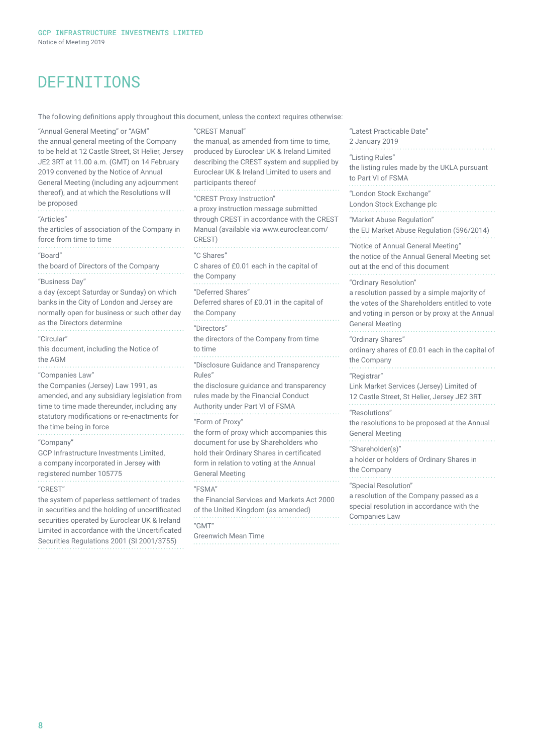# DEFINITIONS

The following definitions apply throughout this document, unless the context requires otherwise:

"Annual General Meeting" or "AGM"
the annual general meeting of the Company to be held at 12 Castle Street, St Helier, Jersey JE2 3RT at 11.00 a.m. (GMT) on 14 February 2019 convened by the Notice of Annual General Meeting (including any adjournment thereof), and at which the Resolutions will be proposed

"Articles"
the articles of association of the Company in force from time to time

"Board"
the board of Directors of the Company

"Business Day"
a day (except Saturday or Sunday) on which banks in the City of London and Jersey are normally open for business or such other day as the Directors determine

"Circular"
this document, including the Notice of the AGM

"Companies Law"
the Companies (Jersey) Law 1991, as amended, and any subsidiary legislation from time to time made thereunder, including any statutory modifications or re-enactments for the time being in force

"Company"
GCP Infrastructure Investments Limited, a company incorporated in Jersey with registered number 105775

"CREST"
the system of paperless settlement of trades in securities and the holding of uncertificated securities operated by Euroclear UK & Ireland Limited in accordance with the Uncertificated Securities Regulations 2001 (SI 2001/3755)

"CREST Manual"
the manual, as amended from time to time, produced by Euroclear UK & Ireland Limited describing the CREST system and supplied by Euroclear UK & Ireland Limited to users and participants thereof

"CREST Proxy Instruction"
a proxy instruction message submitted through CREST in accordance with the CREST Manual (available via www.euroclear.com/CREST)

"C Shares"
C shares of £0.01 each in the capital of the Company

"Deferred Shares"
Deferred shares of £0.01 in the capital of the Company

"Directors"
the directors of the Company from time to time

"Disclosure Guidance and Transparency Rules"
the disclosure guidance and transparency rules made by the Financial Conduct Authority under Part VI of FSMA

"Form of Proxy"
the form of proxy which accompanies this document for use by Shareholders who hold their Ordinary Shares in certificated form in relation to voting at the Annual General Meeting

"FSMA"
the Financial Services and Markets Act 2000 of the United Kingdom (as amended)

"GMT"
Greenwich Mean Time

"Latest Practicable Date"
2 January 2019

"Listing Rules"
the listing rules made by the UKLA pursuant to Part VI of FSMA

"London Stock Exchange"
London Stock Exchange plc

"Market Abuse Regulation"
the EU Market Abuse Regulation (596/2014)

"Notice of Annual General Meeting"
the notice of the Annual General Meeting set out at the end of this document

"Ordinary Resolution"
a resolution passed by a simple majority of the votes of the Shareholders entitled to vote and voting in person or by proxy at the Annual General Meeting

"Ordinary Shares"
ordinary shares of £0.01 each in the capital of the Company

"Registrar"
Link Market Services (Jersey) Limited of 12 Castle Street, St Helier, Jersey JE2 3RT

"Resolutions"
the resolutions to be proposed at the Annual General Meeting

"Shareholder(s)"
a holder or holders of Ordinary Shares in the Company

"Special Resolution"
a resolution of the Company passed as a special resolution in accordance with the Companies Law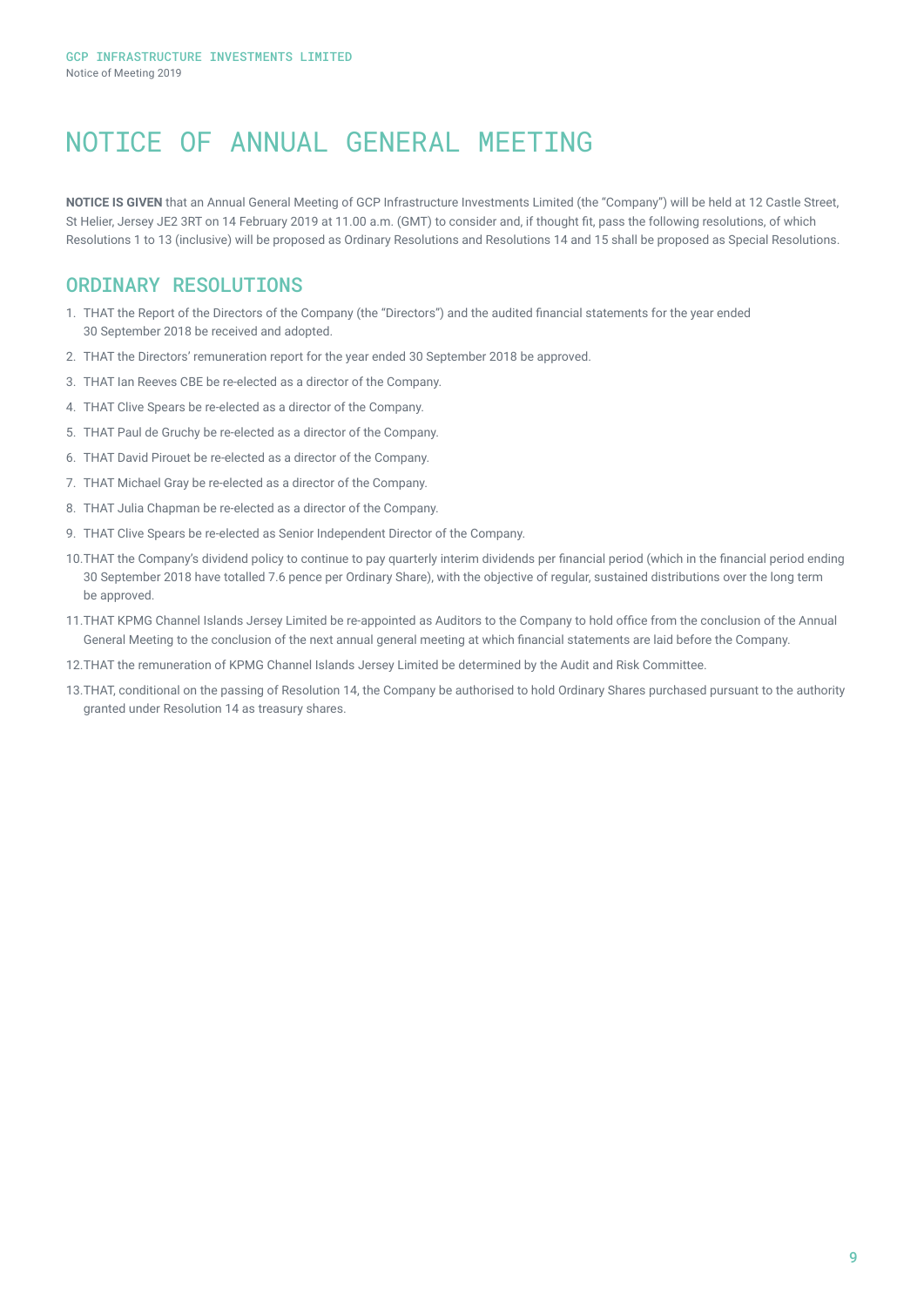# NOTICE OF ANNUAL GENERAL MEETING

**NOTICE IS GIVEN** that an Annual General Meeting of GCP Infrastructure Investments Limited (the "Company") will be held at 12 Castle Street, St Helier, Jersey JE2 3RT on 14 February 2019 at 11.00 a.m. (GMT) to consider and, if thought fit, pass the following resolutions, of which Resolutions 1 to 13 (inclusive) will be proposed as Ordinary Resolutions and Resolutions 14 and 15 shall be proposed as Special Resolutions.

## ORDINARY RESOLUTIONS

1. THAT the Report of the Directors of the Company (the "Directors") and the audited financial statements for the year ended 30 September 2018 be received and adopted.
2. THAT the Directors' remuneration report for the year ended 30 September 2018 be approved.
3. THAT Ian Reeves CBE be re-elected as a director of the Company.
4. THAT Clive Spears be re-elected as a director of the Company.
5. THAT Paul de Gruchy be re-elected as a director of the Company.
6. THAT David Pirouet be re-elected as a director of the Company.
7. THAT Michael Gray be re-elected as a director of the Company.
8. THAT Julia Chapman be re-elected as a director of the Company.
9. THAT Clive Spears be re-elected as Senior Independent Director of the Company.
10. THAT the Company's dividend policy to continue to pay quarterly interim dividends per financial period (which in the financial period ending 30 September 2018 have totalled 7.6 pence per Ordinary Share), with the objective of regular, sustained distributions over the long term be approved.
11. THAT KPMG Channel Islands Jersey Limited be re-appointed as Auditors to the Company to hold office from the conclusion of the Annual General Meeting to the conclusion of the next annual general meeting at which financial statements are laid before the Company.
12. THAT the remuneration of KPMG Channel Islands Jersey Limited be determined by the Audit and Risk Committee.
13. THAT, conditional on the passing of Resolution 14, the Company be authorised to hold Ordinary Shares purchased pursuant to the authority granted under Resolution 14 as treasury shares.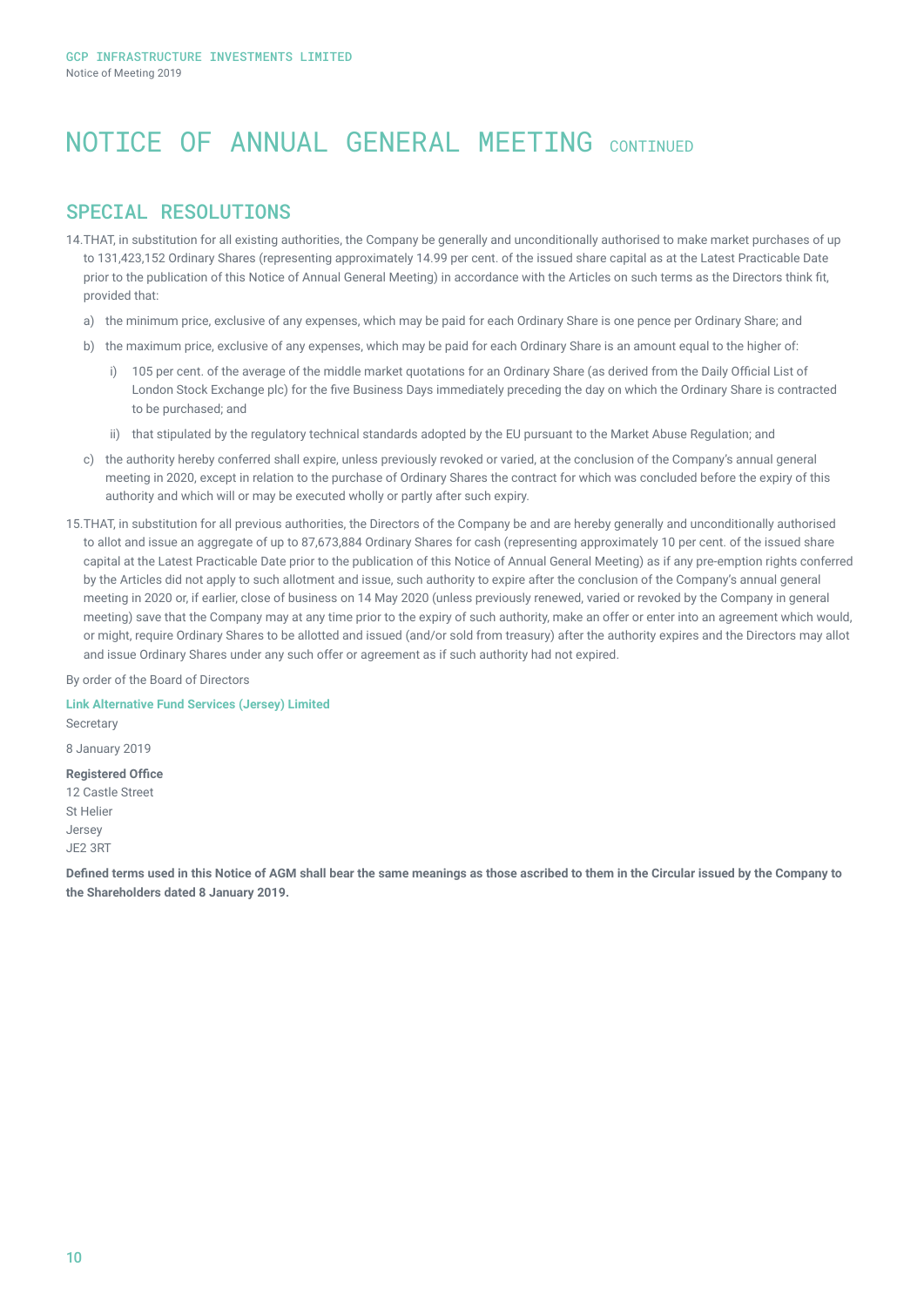# NOTICE OF ANNUAL GENERAL MEETING CONTINUED

## SPECIAL RESOLUTIONS

14. THAT, in substitution for all existing authorities, the Company be generally and unconditionally authorised to make market purchases of up to 131,423,152 Ordinary Shares (representing approximately 14.99 per cent. of the issued share capital as at the Latest Practicable Date prior to the publication of this Notice of Annual General Meeting) in accordance with the Articles on such terms as the Directors think fit, provided that:

   a) the minimum price, exclusive of any expenses, which may be paid for each Ordinary Share is one pence per Ordinary Share; and

   b) the maximum price, exclusive of any expenses, which may be paid for each Ordinary Share is an amount equal to the higher of:

      i) 105 per cent. of the average of the middle market quotations for an Ordinary Share (as derived from the Daily Official List of London Stock Exchange plc) for the five Business Days immediately preceding the day on which the Ordinary Share is contracted to be purchased; and

      ii) that stipulated by the regulatory technical standards adopted by the EU pursuant to the Market Abuse Regulation; and

   c) the authority hereby conferred shall expire, unless previously revoked or varied, at the conclusion of the Company's annual general meeting in 2020, except in relation to the purchase of Ordinary Shares the contract for which was concluded before the expiry of this authority and which will or may be executed wholly or partly after such expiry.

15. THAT, in substitution for all previous authorities, the Directors of the Company be and are hereby generally and unconditionally authorised to allot and issue an aggregate of up to 87,673,884 Ordinary Shares for cash (representing approximately 10 per cent. of the issued share capital at the Latest Practicable Date prior to the publication of this Notice of Annual General Meeting) as if any pre-emption rights conferred by the Articles did not apply to such allotment and issue, such authority to expire after the conclusion of the Company's annual general meeting in 2020 or, if earlier, close of business on 14 May 2020 (unless previously renewed, varied or revoked by the Company in general meeting) save that the Company may at any time prior to the expiry of such authority, make an offer or enter into an agreement which would, or might, require Ordinary Shares to be allotted and issued (and/or sold from treasury) after the authority expires and the Directors may allot and issue Ordinary Shares under any such offer or agreement as if such authority had not expired.

By order of the Board of Directors

**Link Alternative Fund Services (Jersey) Limited**
Secretary

8 January 2019

**Registered Office**
12 Castle Street
St Helier
Jersey
JE2 3RT

**Defined terms used in this Notice of AGM shall bear the same meanings as those ascribed to them in the Circular issued by the Company to the Shareholders dated 8 January 2019.**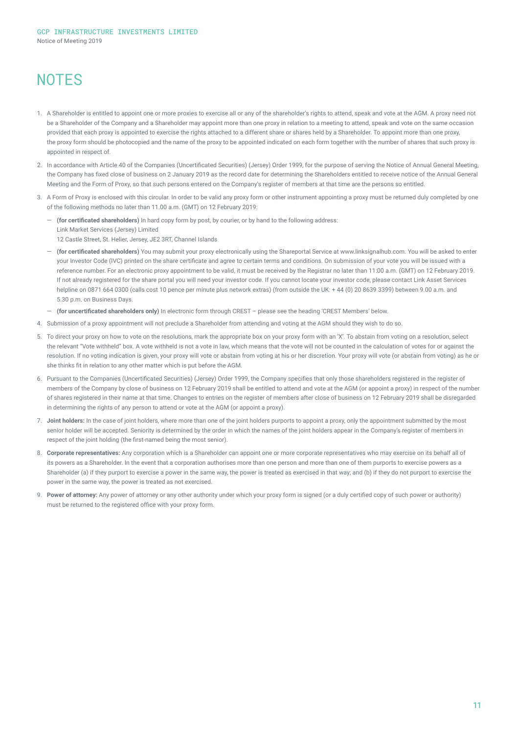# NOTES

1. A Shareholder is entitled to appoint one or more proxies to exercise all or any of the shareholder's rights to attend, speak and vote at the AGM. A proxy need not be a Shareholder of the Company and a Shareholder may appoint more than one proxy in relation to a meeting to attend, speak and vote on the same occasion provided that each proxy is appointed to exercise the rights attached to a different share or shares held by a Shareholder. To appoint more than one proxy, the proxy form should be photocopied and the name of the proxy to be appointed indicated on each form together with the number of shares that such proxy is appointed in respect of.

2. In accordance with Article 40 of the Companies (Uncertificated Securities) (Jersey) Order 1999, for the purpose of serving the Notice of Annual General Meeting, the Company has fixed close of business on 2 January 2019 as the record date for determining the Shareholders entitled to receive notice of the Annual General Meeting and the Form of Proxy, so that such persons entered on the Company's register of members at that time are the persons so entitled.

3. A Form of Proxy is enclosed with this circular. In order to be valid any proxy form or other instrument appointing a proxy must be returned duly completed by one of the following methods no later than 11.00 a.m. (GMT) on 12 February 2019:

   — **(for certificated shareholders)** In hard copy form by post, by courier, or by hand to the following address:
   Link Market Services (Jersey) Limited
   12 Castle Street, St. Helier, Jersey, JE2 3RT, Channel Islands

   — **(for certificated shareholders)** You may submit your proxy electronically using the Shareportal Service at www.linksignalhub.com. You will be asked to enter your Investor Code (IVC) printed on the share certificate and agree to certain terms and conditions. On submission of your vote you will be issued with a reference number. For an electronic proxy appointment to be valid, it must be received by the Registrar no later than 11:00 a.m. (GMT) on 12 February 2019. If not already registered for the share portal you will need your investor code. If you cannot locate your investor code, please contact Link Asset Services helpline on 0871 664 0300 (calls cost 10 pence per minute plus network extras) (from outside the UK: + 44 (0) 20 8639 3399) between 9.00 a.m. and 5.30 p.m. on Business Days.

   — **(for uncertificated shareholders only)** In electronic form through CREST – please see the heading 'CREST Members' below.

4. Submission of a proxy appointment will not preclude a Shareholder from attending and voting at the AGM should they wish to do so.

5. To direct your proxy on how to vote on the resolutions, mark the appropriate box on your proxy form with an 'X'. To abstain from voting on a resolution, select the relevant "Vote withheld" box. A vote withheld is not a vote in law, which means that the vote will not be counted in the calculation of votes for or against the resolution. If no voting indication is given, your proxy will vote or abstain from voting at his or her discretion. Your proxy will vote (or abstain from voting) as he or she thinks fit in relation to any other matter which is put before the AGM.

6. Pursuant to the Companies (Uncertificated Securities) (Jersey) Order 1999, the Company specifies that only those shareholders registered in the register of members of the Company by close of business on 12 February 2019 shall be entitled to attend and vote at the AGM (or appoint a proxy) in respect of the number of shares registered in their name at that time. Changes to entries on the register of members after close of business on 12 February 2019 shall be disregarded in determining the rights of any person to attend or vote at the AGM (or appoint a proxy).

7. **Joint holders:** In the case of joint holders, where more than one of the joint holders purports to appoint a proxy, only the appointment submitted by the most senior holder will be accepted. Seniority is determined by the order in which the names of the joint holders appear in the Company's register of members in respect of the joint holding (the first-named being the most senior).

8. **Corporate representatives:** Any corporation which is a Shareholder can appoint one or more corporate representatives who may exercise on its behalf all of its powers as a Shareholder. In the event that a corporation authorises more than one person and more than one of them purports to exercise powers as a Shareholder (a) if they purport to exercise a power in the same way, the power is treated as exercised in that way; and (b) if they do not purport to exercise the power in the same way, the power is treated as not exercised.

9. **Power of attorney:** Any power of attorney or any other authority under which your proxy form is signed (or a duly certified copy of such power or authority) must be returned to the registered office with your proxy form.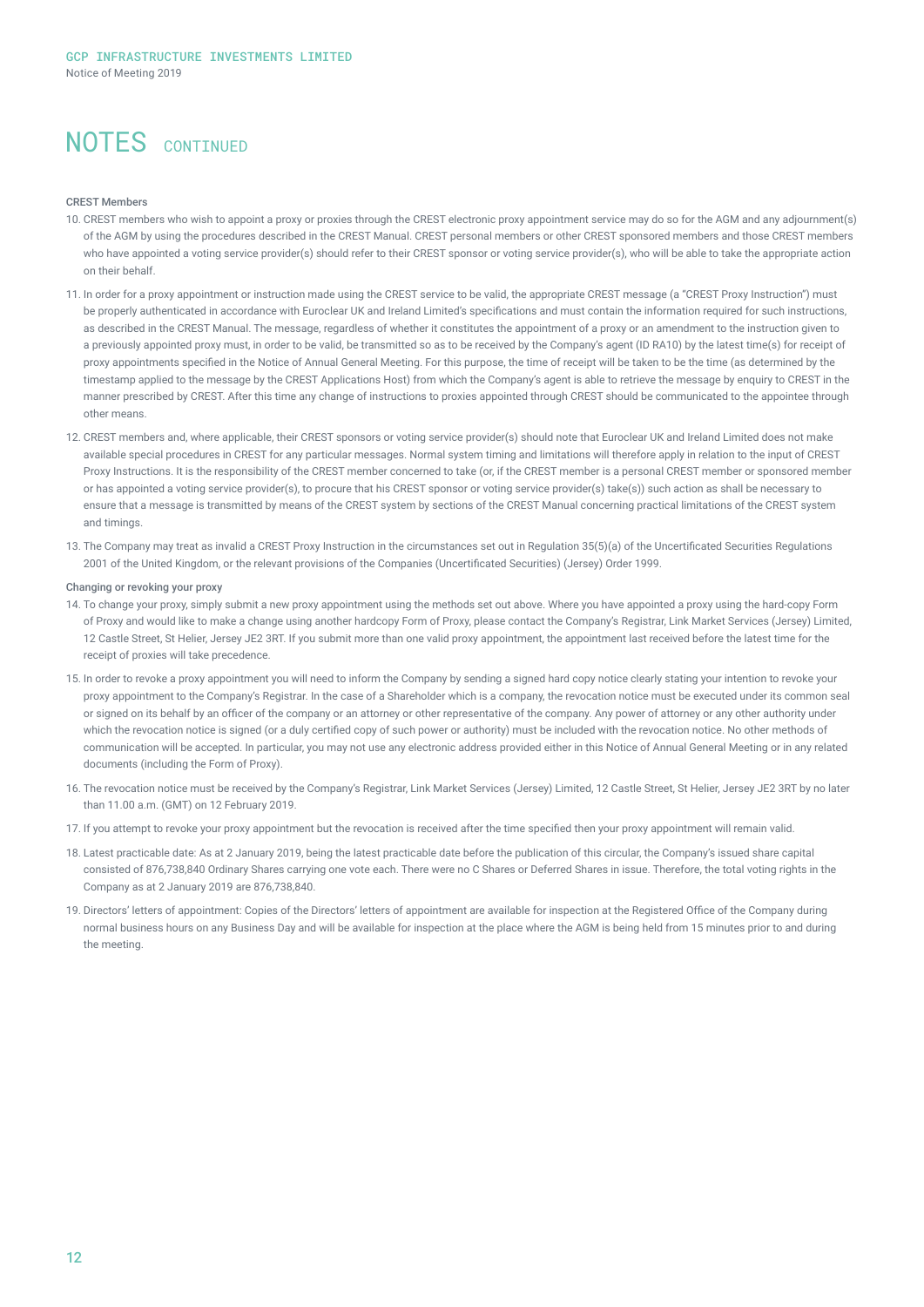# NOTES CONTINUED

**CREST Members**

10. CREST members who wish to appoint a proxy or proxies through the CREST electronic proxy appointment service may do so for the AGM and any adjournment(s) of the AGM by using the procedures described in the CREST Manual. CREST personal members or other CREST sponsored members and those CREST members who have appointed a voting service provider(s) should refer to their CREST sponsor or voting service provider(s), who will be able to take the appropriate action on their behalf.

11. In order for a proxy appointment or instruction made using the CREST service to be valid, the appropriate CREST message (a "CREST Proxy Instruction") must be properly authenticated in accordance with Euroclear UK and Ireland Limited's specifications and must contain the information required for such instructions, as described in the CREST Manual. The message, regardless of whether it constitutes the appointment of a proxy or an amendment to the instruction given to a previously appointed proxy must, in order to be valid, be transmitted so as to be received by the Company's agent (ID RA10) by the latest time(s) for receipt of proxy appointments specified in the Notice of Annual General Meeting. For this purpose, the time of receipt will be taken to be the time (as determined by the timestamp applied to the message by the CREST Applications Host) from which the Company's agent is able to retrieve the message by enquiry to CREST in the manner prescribed by CREST. After this time any change of instructions to proxies appointed through CREST should be communicated to the appointee through other means.

12. CREST members and, where applicable, their CREST sponsors or voting service provider(s) should note that Euroclear UK and Ireland Limited does not make available special procedures in CREST for any particular messages. Normal system timing and limitations will therefore apply in relation to the input of CREST Proxy Instructions. It is the responsibility of the CREST member concerned to take (or, if the CREST member is a personal CREST member or sponsored member or has appointed a voting service provider(s), to procure that his CREST sponsor or voting service provider(s) take(s)) such action as shall be necessary to ensure that a message is transmitted by means of the CREST system by sections of the CREST Manual concerning practical limitations of the CREST system and timings.

13. The Company may treat as invalid a CREST Proxy Instruction in the circumstances set out in Regulation 35(5)(a) of the Uncertificated Securities Regulations 2001 of the United Kingdom, or the relevant provisions of the Companies (Uncertificated Securities) (Jersey) Order 1999.

**Changing or revoking your proxy**

14. To change your proxy, simply submit a new proxy appointment using the methods set out above. Where you have appointed a proxy using the hard-copy Form of Proxy and would like to make a change using another hardcopy Form of Proxy, please contact the Company's Registrar, Link Market Services (Jersey) Limited, 12 Castle Street, St Helier, Jersey JE2 3RT. If you submit more than one valid proxy appointment, the appointment last received before the latest time for the receipt of proxies will take precedence.

15. In order to revoke a proxy appointment you will need to inform the Company by sending a signed hard copy notice clearly stating your intention to revoke your proxy appointment to the Company's Registrar. In the case of a Shareholder which is a company, the revocation notice must be executed under its common seal or signed on its behalf by an officer of the company or an attorney or other representative of the company. Any power of attorney or any other authority under which the revocation notice is signed (or a duly certified copy of such power or authority) must be included with the revocation notice. No other methods of communication will be accepted. In particular, you may not use any electronic address provided either in this Notice of Annual General Meeting or in any related documents (including the Form of Proxy).

16. The revocation notice must be received by the Company's Registrar, Link Market Services (Jersey) Limited, 12 Castle Street, St Helier, Jersey JE2 3RT by no later than 11.00 a.m. (GMT) on 12 February 2019.

17. If you attempt to revoke your proxy appointment but the revocation is received after the time specified then your proxy appointment will remain valid.

18. Latest practicable date: As at 2 January 2019, being the latest practicable date before the publication of this circular, the Company's issued share capital consisted of 876,738,840 Ordinary Shares carrying one vote each. There were no C Shares or Deferred Shares in issue. Therefore, the total voting rights in the Company as at 2 January 2019 are 876,738,840.

19. Directors' letters of appointment: Copies of the Directors' letters of appointment are available for inspection at the Registered Office of the Company during normal business hours on any Business Day and will be available for inspection at the place where the AGM is being held from 15 minutes prior to and during the meeting.